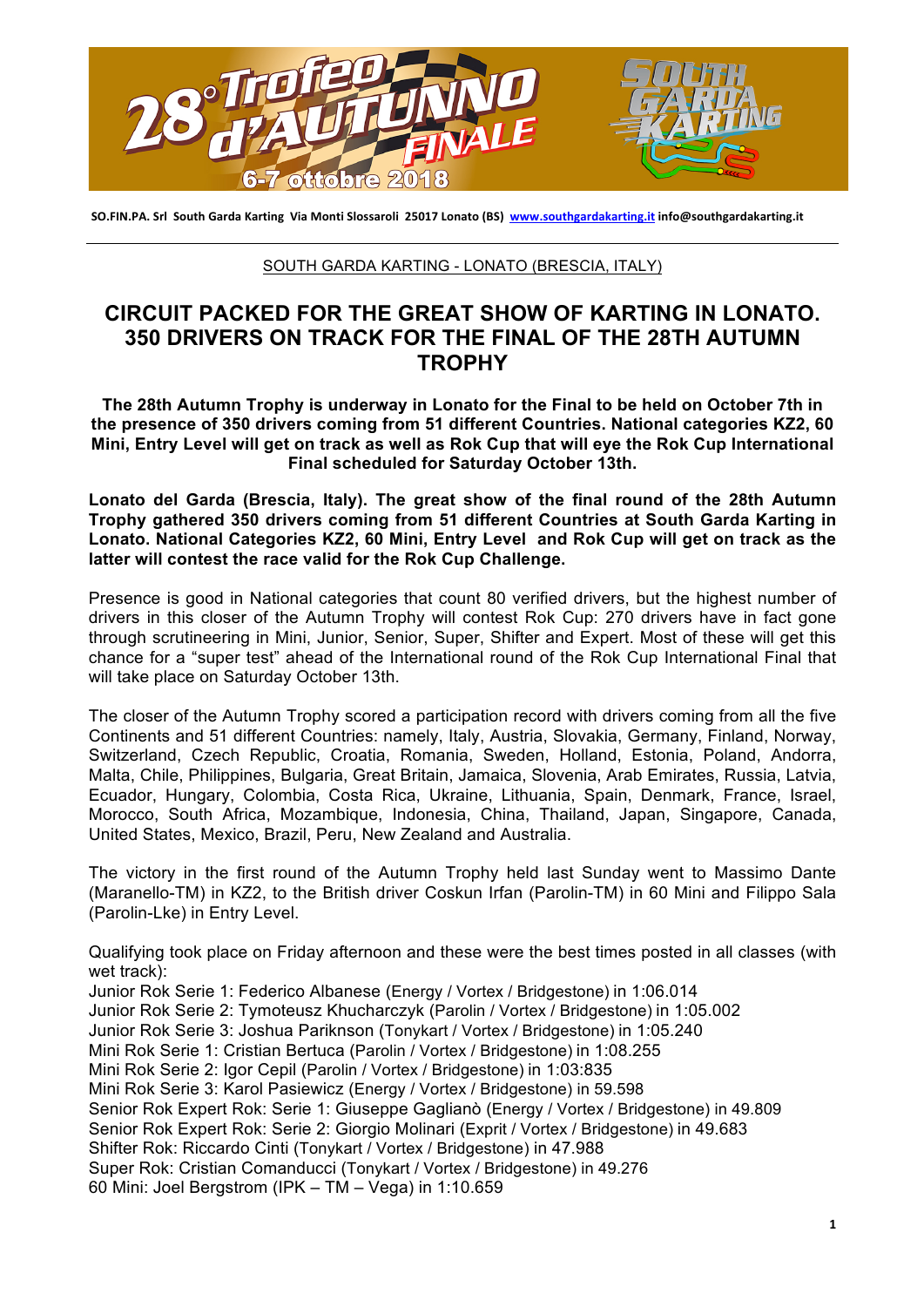SO.FIN.PA. Srl South Garda Karting Via Monti Slossaroli 25017 Lonato (BS) www.southgardakarting.it info@southgardakarting.it

SOUTH GARDA KARTING - LONATO (BRESCIA, ITALY)

# CIRCUIT PACKED FOR THE GREAT SHOW OF KARTING IN LONATO. 350 DRIVERS ON TRACK FOR THE FINAL OF THE 28TH AUTUMN TROPHY

**The 28th Autumn Trophy is underway in Lonato for the Final to be held on October 7th in the presence of 350 drivers coming from 51 different Countries. National categories KZ2, 60 Mini, Entry Level will get on track as well as Rok Cup that will eye the Rok Cup International Final scheduled for Saturday October 13th.**

**Lonato del Garda (Brescia, Italy). The great show of the final round of the 28th Autumn Trophy gathered 350 drivers coming from 51 different Countries at South Garda Karting in Lonato. National Categories KZ2, 60 Mini, Entry Level and Rok Cup will get on track as the latter will contest the race valid for the Rok Cup Challenge.**

Presence is good in National categories that count 80 verified drivers, but the highest number of drivers in this closer of the Autumn Trophy will contest Rok Cup: 270 drivers have in fact gone through scrutineering in Mini, Junior, Senior, Super, Shifter and Expert. Most of these will get this chance for a "super test" ahead of the International round of the Rok Cup International Final that will take place on Saturday October 13th.

The closer of the Autumn Trophy scored a participation record with drivers coming from all the five Continents and 51 different Countries: namely, Italy, Austria, Slovakia, Germany, Finland, Norway, Switzerland, Czech Republic, Croatia, Romania, Sweden, Holland, Estonia, Poland, Andorra, Malta, Chile, Philippines, Bulgaria, Great Britain, Jamaica, Slovenia, Arab Emirates, Russia, Latvia, Ecuador, Hungary, Colombia, Costa Rica, Ukraine, Lithuania, Spain, Denmark, France, Israel, Morocco, South Africa, Mozambique, Indonesia, China, Thailand, Japan, Singapore, Canada, United States, Mexico, Brazil, Peru, New Zealand and Australia.

The victory in the first round of the Autumn Trophy held last Sunday went to Massimo Dante (Maranello-TM) in KZ2, to the British driver Coskun Irfan (Parolin-TM) in 60 Mini and Filippo Sala (Parolin-Lke) in Entry Level.

Qualifying took place on Friday afternoon and these were the best times posted in all classes (with wet track):
Junior Rok Serie 1: Federico Albanese (Energy / Vortex / Bridgestone) in 1:06.014
Junior Rok Serie 2: Tymoteusz Khucharczyk (Parolin / Vortex / Bridgestone) in 1:05.002
Junior Rok Serie 3: Joshua Pariknson (Tonykart / Vortex / Bridgestone) in 1:05.240
Mini Rok Serie 1: Cristian Bertuca (Parolin / Vortex / Bridgestone) in 1:08.255
Mini Rok Serie 2: Igor Cepil (Parolin / Vortex / Bridgestone) in 1:03:835
Mini Rok Serie 3: Karol Pasiewicz (Energy / Vortex / Bridgestone) in 59.598
Senior Rok Expert Rok: Serie 1: Giuseppe Gaglianò (Energy / Vortex / Bridgestone) in 49.809
Senior Rok Expert Rok: Serie 2: Giorgio Molinari (Exprit / Vortex / Bridgestone) in 49.683
Shifter Rok: Riccardo Cinti (Tonykart / Vortex / Bridgestone) in 47.988
Super Rok: Cristian Comanducci (Tonykart / Vortex / Bridgestone) in 49.276
60 Mini: Joel Bergstrom (IPK – TM – Vega) in 1:10.659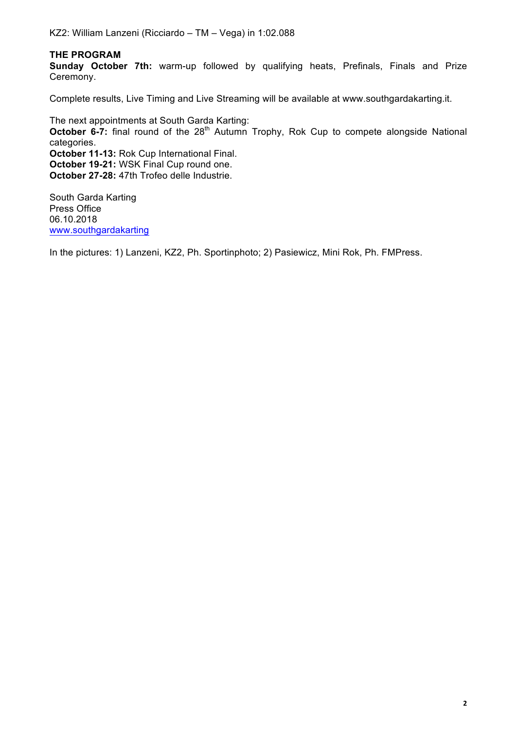KZ2: William Lanzeni (Ricciardo – TM – Vega) in 1:02.088

**THE PROGRAM**

**Sunday October 7th:** warm-up followed by qualifying heats, Prefinals, Finals and Prize Ceremony.

Complete results, Live Timing and Live Streaming will be available at www.southgardakarting.it.

The next appointments at South Garda Karting:
**October 6-7:** final round of the 28th Autumn Trophy, Rok Cup to compete alongside National categories.
**October 11-13:** Rok Cup International Final.
**October 19-21:** WSK Final Cup round one.
**October 27-28:** 47th Trofeo delle Industrie.

South Garda Karting
Press Office
06.10.2018
www.southgardakarting

In the pictures: 1) Lanzeni, KZ2, Ph. Sportinphoto; 2) Pasiewicz, Mini Rok, Ph. FMPress.